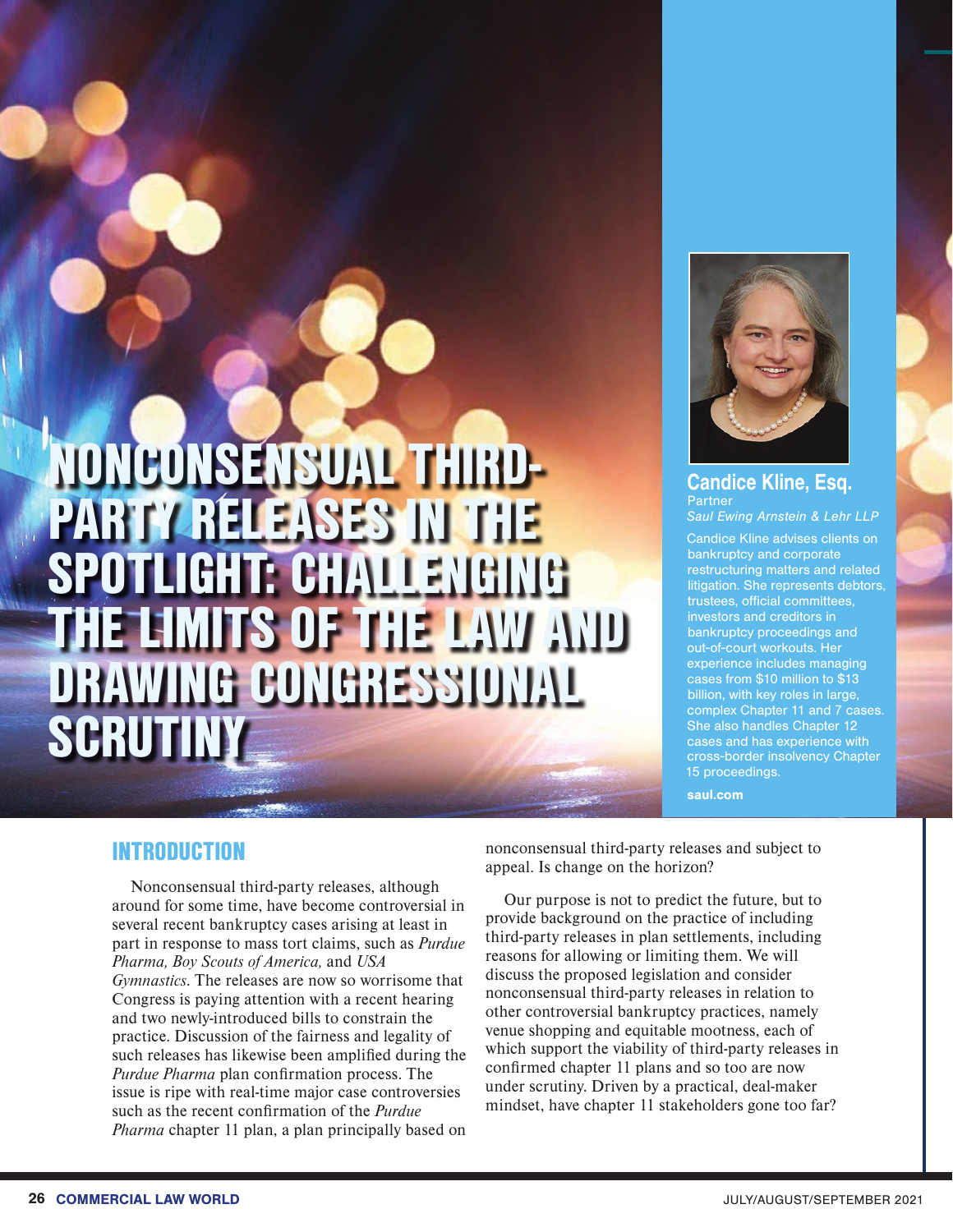# NONCONSENSUAL THIRD-PARTY RELEASES IN THE SPOTLIGHT: CHALLENGING THE LIMITS OF THE LAW AND DRAWING CONGRESSIONAL SCRUTINY

**Candice Kline, Esq.**
Partner
*Saul Ewing Arnstein & Lehr LLP*

Candice Kline advises clients on bankruptcy and corporate restructuring matters and related litigation. She represents debtors, trustees, official committees, investors and creditors in bankruptcy proceedings and out-of-court workouts. Her experience includes managing cases from $10 million to $13 billion, with key roles in large, complex Chapter 11 and 7 cases. She also handles Chapter 12 cases and has experience with cross-border insolvency Chapter 15 proceedings.

**saul.com**

## INTRODUCTION

Nonconsensual third-party releases, although around for some time, have become controversial in several recent bankruptcy cases arising at least in part in response to mass tort claims, such as *Purdue Pharma, Boy Scouts of America,* and *USA Gymnastics*. The releases are now so worrisome that Congress is paying attention with a recent hearing and two newly-introduced bills to constrain the practice. Discussion of the fairness and legality of such releases has likewise been amplified during the *Purdue Pharma* plan confirmation process. The issue is ripe with real-time major case controversies such as the recent confirmation of the *Purdue Pharma* chapter 11 plan, a plan principally based on nonconsensual third-party releases and subject to appeal. Is change on the horizon?

Our purpose is not to predict the future, but to provide background on the practice of including third-party releases in plan settlements, including reasons for allowing or limiting them. We will discuss the proposed legislation and consider nonconsensual third-party releases in relation to other controversial bankruptcy practices, namely venue shopping and equitable mootness, each of which support the viability of third-party releases in confirmed chapter 11 plans and so too are now under scrutiny. Driven by a practical, deal-maker mindset, have chapter 11 stakeholders gone too far?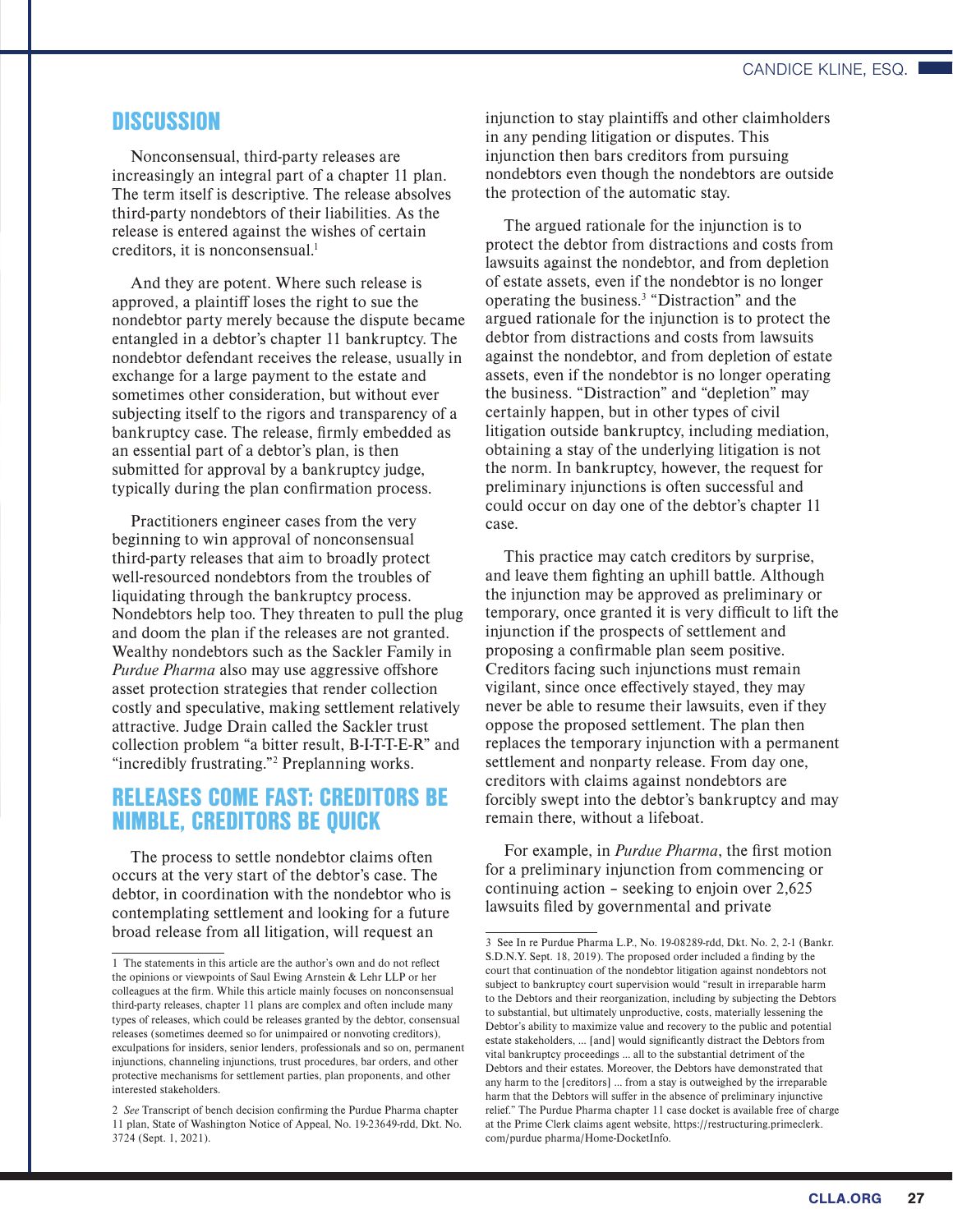## DISCUSSION

Nonconsensual, third-party releases are increasingly an integral part of a chapter 11 plan. The term itself is descriptive. The release absolves third-party nondebtors of their liabilities. As the release is entered against the wishes of certain creditors, it is nonconsensual.[1]

And they are potent. Where such release is approved, a plaintiff loses the right to sue the nondebtor party merely because the dispute became entangled in a debtor's chapter 11 bankruptcy. The nondebtor defendant receives the release, usually in exchange for a large payment to the estate and sometimes other consideration, but without ever subjecting itself to the rigors and transparency of a bankruptcy case. The release, firmly embedded as an essential part of a debtor's plan, is then submitted for approval by a bankruptcy judge, typically during the plan confirmation process.

Practitioners engineer cases from the very beginning to win approval of nonconsensual third-party releases that aim to broadly protect well-resourced nondebtors from the troubles of liquidating through the bankruptcy process. Nondebtors help too. They threaten to pull the plug and doom the plan if the releases are not granted. Wealthy nondebtors such as the Sackler Family in *Purdue Pharma* also may use aggressive offshore asset protection strategies that render collection costly and speculative, making settlement relatively attractive. Judge Drain called the Sackler trust collection problem "a bitter result, B-I-T-T-E-R" and "incredibly frustrating."[2] Preplanning works.

## RELEASES COME FAST: CREDITORS BE NIMBLE, CREDITORS BE QUICK

The process to settle nondebtor claims often occurs at the very start of the debtor's case. The debtor, in coordination with the nondebtor who is contemplating settlement and looking for a future broad release from all litigation, will request an injunction to stay plaintiffs and other claimholders in any pending litigation or disputes. This injunction then bars creditors from pursuing nondebtors even though the nondebtors are outside the protection of the automatic stay.

The argued rationale for the injunction is to protect the debtor from distractions and costs from lawsuits against the nondebtor, and from depletion of estate assets, even if the nondebtor is no longer operating the business.[3] "Distraction" and the argued rationale for the injunction is to protect the debtor from distractions and costs from lawsuits against the nondebtor, and from depletion of estate assets, even if the nondebtor is no longer operating the business. "Distraction" and "depletion" may certainly happen, but in other types of civil litigation outside bankruptcy, including mediation, obtaining a stay of the underlying litigation is not the norm. In bankruptcy, however, the request for preliminary injunctions is often successful and could occur on day one of the debtor's chapter 11 case.

This practice may catch creditors by surprise, and leave them fighting an uphill battle. Although the injunction may be approved as preliminary or temporary, once granted it is very difficult to lift the injunction if the prospects of settlement and proposing a confirmable plan seem positive. Creditors facing such injunctions must remain vigilant, since once effectively stayed, they may never be able to resume their lawsuits, even if they oppose the proposed settlement. The plan then replaces the temporary injunction with a permanent settlement and nonparty release. From day one, creditors with claims against nondebtors are forcibly swept into the debtor's bankruptcy and may remain there, without a lifeboat.

For example, in *Purdue Pharma*, the first motion for a preliminary injunction from commencing or continuing action – seeking to enjoin over 2,625 lawsuits filed by governmental and private

---

1 The statements in this article are the author's own and do not reflect the opinions or viewpoints of Saul Ewing Arnstein & Lehr LLP or her colleagues at the firm. While this article mainly focuses on nonconsensual third-party releases, chapter 11 plans are complex and often include many types of releases, which could be releases granted by the debtor, consensual releases (sometimes deemed so for unimpaired or nonvoting creditors), exculpations for insiders, senior lenders, professionals and so on, permanent injunctions, channeling injunctions, trust procedures, bar orders, and other protective mechanisms for settlement parties, plan proponents, and other interested stakeholders.

2 *See* Transcript of bench decision confirming the Purdue Pharma chapter 11 plan, State of Washington Notice of Appeal, No. 19-23649-rdd, Dkt. No. 3724 (Sept. 1, 2021).

3 See In re Purdue Pharma L.P., No. 19-08289-rdd, Dkt. No. 2, 2-1 (Bankr. S.D.N.Y. Sept. 18, 2019). The proposed order included a finding by the court that continuation of the nondebtor litigation against nondebtors not subject to bankruptcy court supervision would "result in irreparable harm to the Debtors and their reorganization, including by subjecting the Debtors to substantial, but ultimately unproductive, costs, materially lessening the Debtor's ability to maximize value and recovery to the public and potential estate stakeholders, ... [and] would significantly distract the Debtors from vital bankruptcy proceedings ... all to the substantial detriment of the Debtors and their estates. Moreover, the Debtors have demonstrated that any harm to the [creditors] ... from a stay is outweighed by the irreparable harm that the Debtors will suffer in the absence of preliminary injunctive relief." The Purdue Pharma chapter 11 case docket is available free of charge at the Prime Clerk claims agent website, https://restructuring.primeclerk.com/purdue pharma/Home-DocketInfo.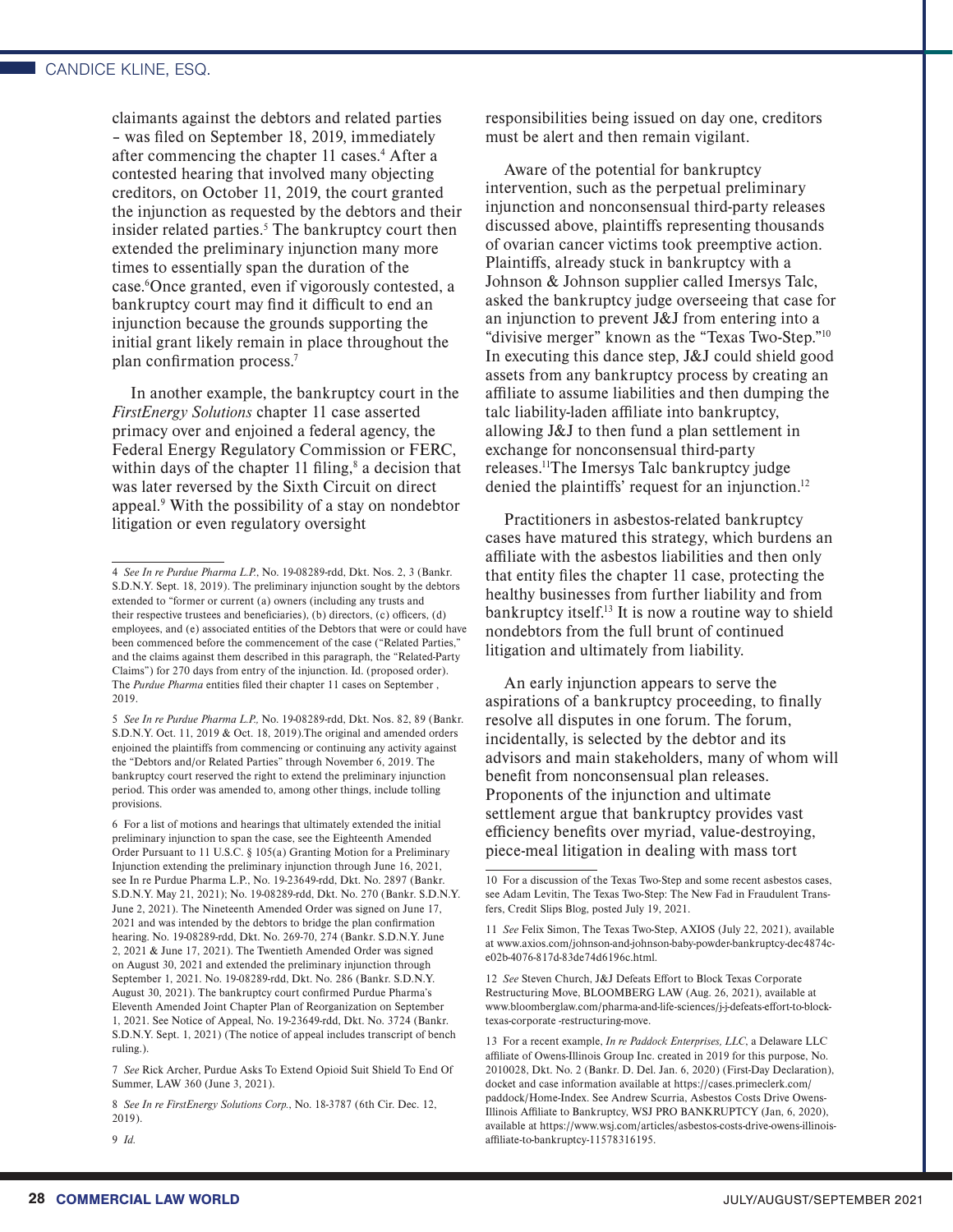claimants against the debtors and related parties – was filed on September 18, 2019, immediately after commencing the chapter 11 cases.[4] After a contested hearing that involved many objecting creditors, on October 11, 2019, the court granted the injunction as requested by the debtors and their insider related parties.[5] The bankruptcy court then extended the preliminary injunction many more times to essentially span the duration of the case.[6]Once granted, even if vigorously contested, a bankruptcy court may find it difficult to end an injunction because the grounds supporting the initial grant likely remain in place throughout the plan confirmation process.[7]

In another example, the bankruptcy court in the *FirstEnergy Solutions* chapter 11 case asserted primacy over and enjoined a federal agency, the Federal Energy Regulatory Commission or FERC, within days of the chapter 11 filing,[8] a decision that was later reversed by the Sixth Circuit on direct appeal.[9] With the possibility of a stay on nondebtor litigation or even regulatory oversight responsibilities being issued on day one, creditors must be alert and then remain vigilant.

Aware of the potential for bankruptcy intervention, such as the perpetual preliminary injunction and nonconsensual third-party releases discussed above, plaintiffs representing thousands of ovarian cancer victims took preemptive action. Plaintiffs, already stuck in bankruptcy with a Johnson & Johnson supplier called Imersys Talc, asked the bankruptcy judge overseeing that case for an injunction to prevent J&J from entering into a "divisive merger" known as the "Texas Two-Step."[10] In executing this dance step, J&J could shield good assets from any bankruptcy process by creating an affiliate to assume liabilities and then dumping the talc liability-laden affiliate into bankruptcy, allowing J&J to then fund a plan settlement in exchange for nonconsensual third-party releases.[11]The Imersys Talc bankruptcy judge denied the plaintiffs' request for an injunction.[12]

Practitioners in asbestos-related bankruptcy cases have matured this strategy, which burdens an affiliate with the asbestos liabilities and then only that entity files the chapter 11 case, protecting the healthy businesses from further liability and from bankruptcy itself.[13] It is now a routine way to shield nondebtors from the full brunt of continued litigation and ultimately from liability.

An early injunction appears to serve the aspirations of a bankruptcy proceeding, to finally resolve all disputes in one forum. The forum, incidentally, is selected by the debtor and its advisors and main stakeholders, many of whom will benefit from nonconsensual plan releases. Proponents of the injunction and ultimate settlement argue that bankruptcy provides vast efficiency benefits over myriad, value-destroying, piece-meal litigation in dealing with mass tort

---

4 *See In re Purdue Pharma L.P.*, No. 19-08289-rdd, Dkt. Nos. 2, 3 (Bankr. S.D.N.Y. Sept. 18, 2019). The preliminary injunction sought by the debtors extended to "former or current (a) owners (including any trusts and their respective trustees and beneficiaries), (b) directors, (c) officers, (d) employees, and (e) associated entities of the Debtors that were or could have been commenced before the commencement of the case ("Related Parties," and the claims against them described in this paragraph, the "Related-Party Claims") for 270 days from entry of the injunction. Id. (proposed order). The *Purdue Pharma* entities filed their chapter 11 cases on September , 2019.

5 *See In re Purdue Pharma L.P.,* No. 19-08289-rdd, Dkt. Nos. 82, 89 (Bankr. S.D.N.Y. Oct. 11, 2019 & Oct. 18, 2019).The original and amended orders enjoined the plaintiffs from commencing or continuing any activity against the "Debtors and/or Related Parties" through November 6, 2019. The bankruptcy court reserved the right to extend the preliminary injunction period. This order was amended to, among other things, include tolling provisions.

6 For a list of motions and hearings that ultimately extended the initial preliminary injunction to span the case, see the Eighteenth Amended Order Pursuant to 11 U.S.C. § 105(a) Granting Motion for a Preliminary Injunction extending the preliminary injunction through June 16, 2021, see In re Purdue Pharma L.P., No. 19-23649-rdd, Dkt. No. 2897 (Bankr. S.D.N.Y. May 21, 2021); No. 19-08289-rdd, Dkt. No. 270 (Bankr. S.D.N.Y. June 2, 2021). The Nineteenth Amended Order was signed on June 17, 2021 and was intended by the debtors to bridge the plan confirmation hearing. No. 19-08289-rdd, Dkt. No. 269-70, 274 (Bankr. S.D.N.Y. June 2, 2021 & June 17, 2021). The Twentieth Amended Order was signed on August 30, 2021 and extended the preliminary injunction through September 1, 2021. No. 19-08289-rdd, Dkt. No. 286 (Bankr. S.D.N.Y. August 30, 2021). The bankruptcy court confirmed Purdue Pharma's Eleventh Amended Joint Chapter Plan of Reorganization on September 1, 2021. See Notice of Appeal, No. 19-23649-rdd, Dkt. No. 3724 (Bankr. S.D.N.Y. Sept. 1, 2021) (The notice of appeal includes transcript of bench ruling.).

7 *See* Rick Archer, Purdue Asks To Extend Opioid Suit Shield To End Of Summer, LAW 360 (June 3, 2021).

8 *See In re FirstEnergy Solutions Corp.*, No. 18-3787 (6th Cir. Dec. 12, 2019).

9 *Id.*

10 For a discussion of the Texas Two-Step and some recent asbestos cases, see Adam Levitin, The Texas Two-Step: The New Fad in Fraudulent Transfers, Credit Slips Blog, posted July 19, 2021.

11 *See* Felix Simon, The Texas Two-Step, AXIOS (July 22, 2021), available at www.axios.com/johnson-and-johnson-baby-powder-bankruptcy-dec4874c-e02b-4076-817d-83de74d6196c.html.

12 *See* Steven Church, J&J Defeats Effort to Block Texas Corporate Restructuring Move, BLOOMBERG LAW (Aug. 26, 2021), available at www.bloomberglaw.com/pharma-and-life-sciences/j-j-defeats-effort-to-block-texas-corporate -restructuring-move.

13 For a recent example, *In re Paddock Enterprises, LLC*, a Delaware LLC affiliate of Owens-Illinois Group Inc. created in 2019 for this purpose, No. 2010028, Dkt. No. 2 (Bankr. D. Del. Jan. 6, 2020) (First-Day Declaration), docket and case information available at https://cases.primeclerk.com/paddock/Home-Index. See Andrew Scurria, Asbestos Costs Drive Owens-Illinois Affiliate to Bankruptcy, WSJ PRO BANKRUPTCY (Jan, 6, 2020), available at https://www.wsj.com/articles/asbestos-costs-drive-owens-illinois-affiliate-to-bankruptcy-11578316195.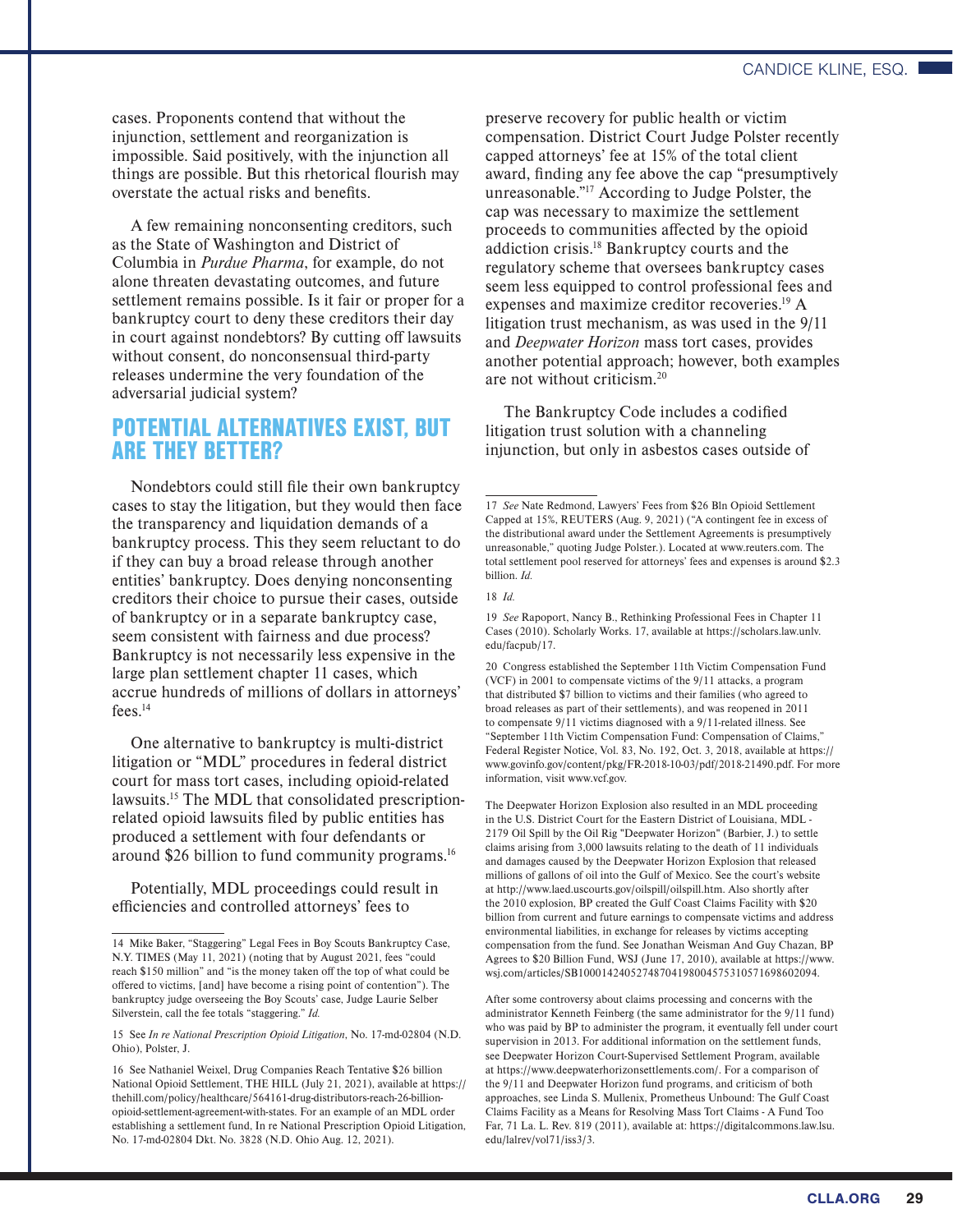cases. Proponents contend that without the injunction, settlement and reorganization is impossible. Said positively, with the injunction all things are possible. But this rhetorical flourish may overstate the actual risks and benefits.

A few remaining nonconsenting creditors, such as the State of Washington and District of Columbia in *Purdue Pharma*, for example, do not alone threaten devastating outcomes, and future settlement remains possible. Is it fair or proper for a bankruptcy court to deny these creditors their day in court against nondebtors? By cutting off lawsuits without consent, do nonconsensual third-party releases undermine the very foundation of the adversarial judicial system?

## POTENTIAL ALTERNATIVES EXIST, BUT ARE THEY BETTER?

Nondebtors could still file their own bankruptcy cases to stay the litigation, but they would then face the transparency and liquidation demands of a bankruptcy process. This they seem reluctant to do if they can buy a broad release through another entities' bankruptcy. Does denying nonconsenting creditors their choice to pursue their cases, outside of bankruptcy or in a separate bankruptcy case, seem consistent with fairness and due process? Bankruptcy is not necessarily less expensive in the large plan settlement chapter 11 cases, which accrue hundreds of millions of dollars in attorneys' fees.[14]

One alternative to bankruptcy is multi-district litigation or "MDL" procedures in federal district court for mass tort cases, including opioid-related lawsuits.[15] The MDL that consolidated prescription-related opioid lawsuits filed by public entities has produced a settlement with four defendants or around $26 billion to fund community programs.[16]

Potentially, MDL proceedings could result in efficiencies and controlled attorneys' fees to preserve recovery for public health or victim compensation. District Court Judge Polster recently capped attorneys' fee at 15% of the total client award, finding any fee above the cap "presumptively unreasonable."[17] According to Judge Polster, the cap was necessary to maximize the settlement proceeds to communities affected by the opioid addiction crisis.[18] Bankruptcy courts and the regulatory scheme that oversees bankruptcy cases seem less equipped to control professional fees and expenses and maximize creditor recoveries.[19] A litigation trust mechanism, as was used in the 9/11 and *Deepwater Horizon* mass tort cases, provides another potential approach; however, both examples are not without criticism.[20]

The Bankruptcy Code includes a codified litigation trust solution with a channeling injunction, but only in asbestos cases outside of

---

14 Mike Baker, "Staggering" Legal Fees in Boy Scouts Bankruptcy Case, N.Y. TIMES (May 11, 2021) (noting that by August 2021, fees "could reach $150 million" and "is the money taken off the top of what could be offered to victims, [and] have become a rising point of contention"). The bankruptcy judge overseeing the Boy Scouts' case, Judge Laurie Selber Silverstein, call the fee totals "staggering." *Id.*

15 See *In re National Prescription Opioid Litigation*, No. 17-md-02804 (N.D. Ohio), Polster, J.

16 See Nathaniel Weixel, Drug Companies Reach Tentative $26 billion National Opioid Settlement, THE HILL (July 21, 2021), available at https://thehill.com/policy/healthcare/564161-drug-distributors-reach-26-billion-opioid-settlement-agreement-with-states. For an example of an MDL order establishing a settlement fund, In re National Prescription Opioid Litigation, No. 17-md-02804 Dkt. No. 3828 (N.D. Ohio Aug. 12, 2021).

17 *See* Nate Redmond, Lawyers' Fees from $26 Bln Opioid Settlement Capped at 15%, REUTERS (Aug. 9, 2021) ("A contingent fee in excess of the distributional award under the Settlement Agreements is presumptively unreasonable," quoting Judge Polster.). Located at www.reuters.com. The total settlement pool reserved for attorneys' fees and expenses is around $2.3 billion. *Id.*

18 *Id.*

19 *See* Rapoport, Nancy B., Rethinking Professional Fees in Chapter 11 Cases (2010). Scholarly Works. 17, available at https://scholars.law.unlv.edu/facpub/17.

20 Congress established the September 11th Victim Compensation Fund (VCF) in 2001 to compensate victims of the 9/11 attacks, a program that distributed $7 billion to victims and their families (who agreed to broad releases as part of their settlements), and was reopened in 2011 to compensate 9/11 victims diagnosed with a 9/11-related illness. See "September 11th Victim Compensation Fund: Compensation of Claims," Federal Register Notice, Vol. 83, No. 192, Oct. 3, 2018, available at https://www.govinfo.gov/content/pkg/FR-2018-10-03/pdf/2018-21490.pdf. For more information, visit www.vcf.gov.

The Deepwater Horizon Explosion also resulted in an MDL proceeding in the U.S. District Court for the Eastern District of Louisiana, MDL - 2179 Oil Spill by the Oil Rig "Deepwater Horizon" (Barbier, J.) to settle claims arising from 3,000 lawsuits relating to the death of 11 individuals and damages caused by the Deepwater Horizon Explosion that released millions of gallons of oil into the Gulf of Mexico. See the court's website at http://www.laed.uscourts.gov/oilspill/oilspill.htm. Also shortly after the 2010 explosion, BP created the Gulf Coast Claims Facility with $20 billion from current and future earnings to compensate victims and address environmental liabilities, in exchange for releases by victims accepting compensation from the fund. See Jonathan Weisman And Guy Chazan, BP Agrees to $20 Billion Fund, WSJ (June 17, 2010), available at https://www.wsj.com/articles/SB10001424052748704198004575310571698602094.

After some controversy about claims processing and concerns with the administrator Kenneth Feinberg (the same administrator for the 9/11 fund) who was paid by BP to administer the program, it eventually fell under court supervision in 2013. For additional information on the settlement funds, see Deepwater Horizon Court-Supervised Settlement Program, available at https://www.deepwaterhorizonsettlements.com/. For a comparison of the 9/11 and Deepwater Horizon fund programs, and criticism of both approaches, see Linda S. Mullenix, Prometheus Unbound: The Gulf Coast Claims Facility as a Means for Resolving Mass Tort Claims - A Fund Too Far, 71 La. L. Rev. 819 (2011), available at: https://digitalcommons.law.lsu.edu/lalrev/vol71/iss3/3.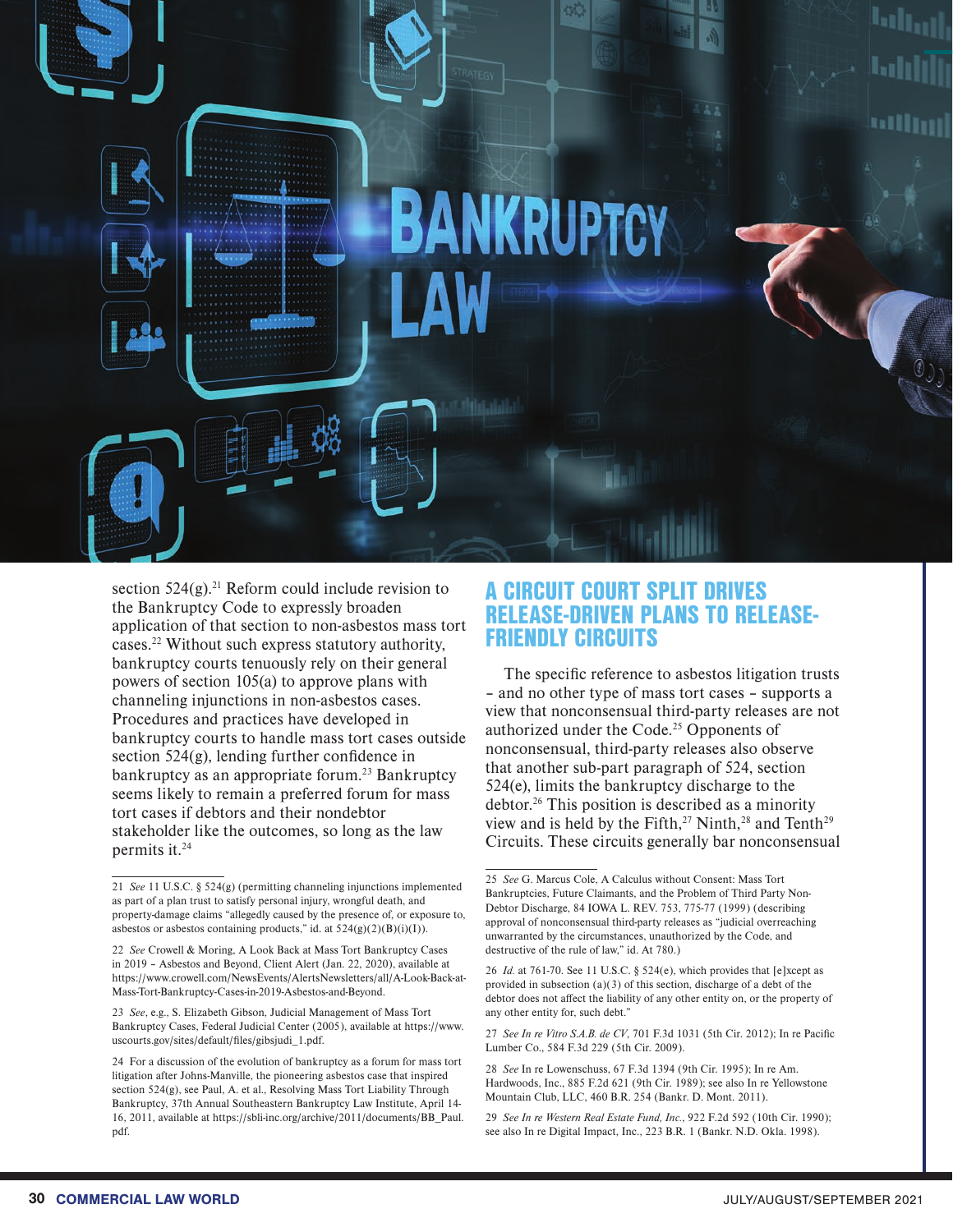section 524(g).[21] Reform could include revision to the Bankruptcy Code to expressly broaden application of that section to non-asbestos mass tort cases.[22] Without such express statutory authority, bankruptcy courts tenuously rely on their general powers of section 105(a) to approve plans with channeling injunctions in non-asbestos cases. Procedures and practices have developed in bankruptcy courts to handle mass tort cases outside section 524(g), lending further confidence in bankruptcy as an appropriate forum.[23] Bankruptcy seems likely to remain a preferred forum for mass tort cases if debtors and their nondebtor stakeholder like the outcomes, so long as the law permits it.[24]

## A CIRCUIT COURT SPLIT DRIVES RELEASE-DRIVEN PLANS TO RELEASE-FRIENDLY CIRCUITS

The specific reference to asbestos litigation trusts – and no other type of mass tort cases – supports a view that nonconsensual third-party releases are not authorized under the Code.[25] Opponents of nonconsensual, third-party releases also observe that another sub-part paragraph of 524, section 524(e), limits the bankruptcy discharge to the debtor.[26] This position is described as a minority view and is held by the Fifth,[27] Ninth,[28] and Tenth[29] Circuits. These circuits generally bar nonconsensual

---

21 *See* 11 U.S.C. § 524(g) (permitting channeling injunctions implemented as part of a plan trust to satisfy personal injury, wrongful death, and property-damage claims "allegedly caused by the presence of, or exposure to, asbestos or asbestos containing products," id. at 524(g)(2)(B)(i)(I)).

22 *See* Crowell & Moring, A Look Back at Mass Tort Bankruptcy Cases in 2019 – Asbestos and Beyond, Client Alert (Jan. 22, 2020), available at https://www.crowell.com/NewsEvents/AlertsNewsletters/all/A-Look-Back-at-Mass-Tort-Bankruptcy-Cases-in-2019-Asbestos-and-Beyond.

23 *See*, e.g., S. Elizabeth Gibson, Judicial Management of Mass Tort Bankruptcy Cases, Federal Judicial Center (2005), available at https://www.uscourts.gov/sites/default/files/gibsjudi_1.pdf.

24 For a discussion of the evolution of bankruptcy as a forum for mass tort litigation after Johns-Manville, the pioneering asbestos case that inspired section 524(g), see Paul, A. et al., Resolving Mass Tort Liability Through Bankruptcy, 37th Annual Southeastern Bankruptcy Law Institute, April 14-16, 2011, available at https://sbli-inc.org/archive/2011/documents/BB_Paul.pdf.

25 *See* G. Marcus Cole, A Calculus without Consent: Mass Tort Bankruptcies, Future Claimants, and the Problem of Third Party Non-Debtor Discharge, 84 IOWA L. REV. 753, 775-77 (1999) (describing approval of nonconsensual third-party releases as "judicial overreaching unwarranted by the circumstances, unauthorized by the Code, and destructive of the rule of law," id. At 780.)

26 *Id.* at 761-70. See 11 U.S.C. § 524(e), which provides that [e]xcept as provided in subsection (a)(3) of this section, discharge of a debt of the debtor does not affect the liability of any other entity on, or the property of any other entity for, such debt."

27 *See In re Vitro S.A.B. de CV*, 701 F.3d 1031 (5th Cir. 2012); In re Pacific Lumber Co., 584 F.3d 229 (5th Cir. 2009).

28 *See* In re Lowenschuss, 67 F.3d 1394 (9th Cir. 1995); In re Am. Hardwoods, Inc., 885 F.2d 621 (9th Cir. 1989); see also In re Yellowstone Mountain Club, LLC, 460 B.R. 254 (Bankr. D. Mont. 2011).

29 *See In re Western Real Estate Fund, Inc.*, 922 F.2d 592 (10th Cir. 1990); see also In re Digital Impact, Inc., 223 B.R. 1 (Bankr. N.D. Okla. 1998).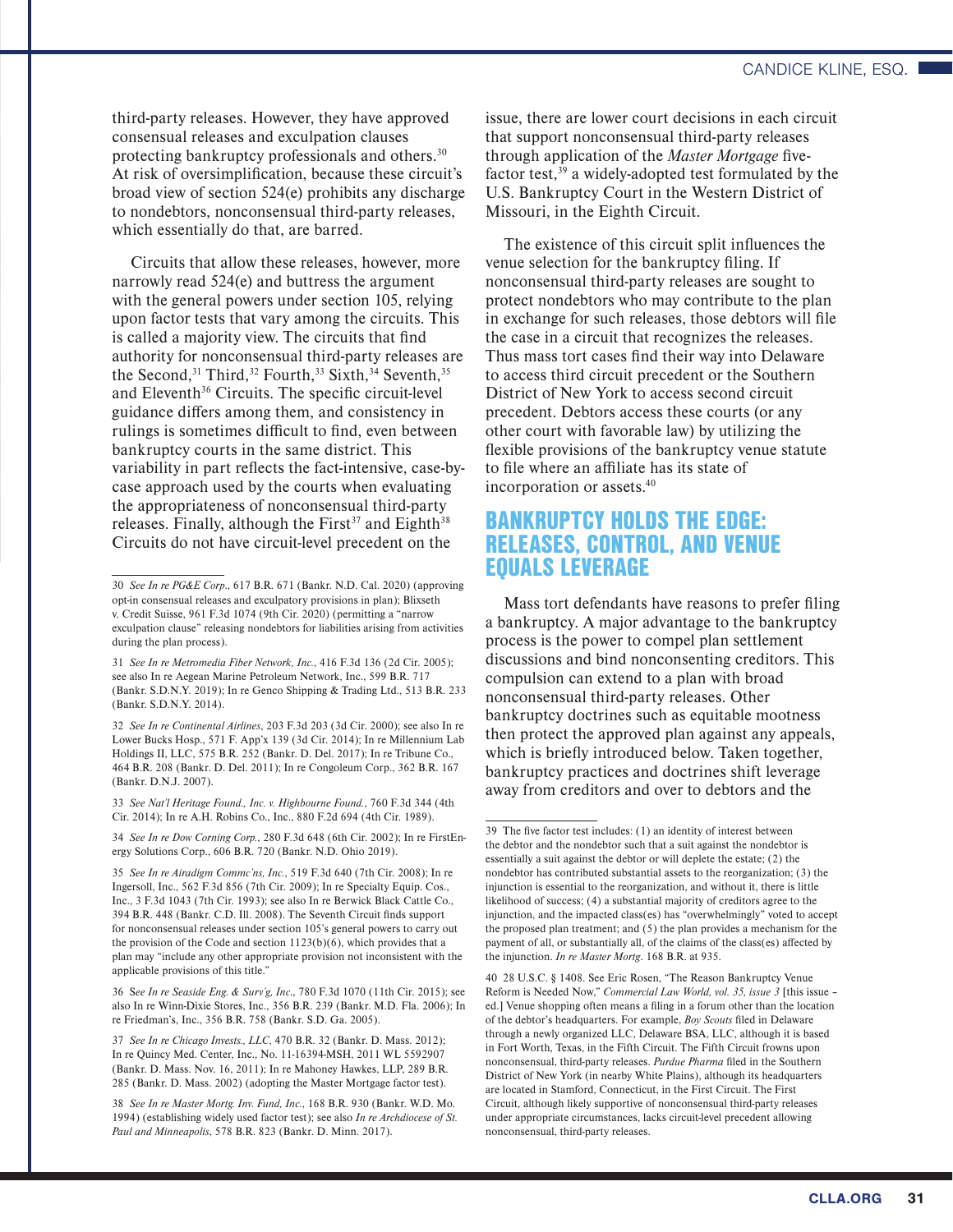third-party releases. However, they have approved consensual releases and exculpation clauses protecting bankruptcy professionals and others.[30] At risk of oversimplification, because these circuit's broad view of section 524(e) prohibits any discharge to nondebtors, nonconsensual third-party releases, which essentially do that, are barred.

Circuits that allow these releases, however, more narrowly read 524(e) and buttress the argument with the general powers under section 105, relying upon factor tests that vary among the circuits. This is called a majority view. The circuits that find authority for nonconsensual third-party releases are the Second,[31] Third,[32] Fourth,[33] Sixth,[34] Seventh,[35] and Eleventh[36] Circuits. The specific circuit-level guidance differs among them, and consistency in rulings is sometimes difficult to find, even between bankruptcy courts in the same district. This variability in part reflects the fact-intensive, case-by-case approach used by the courts when evaluating the appropriateness of nonconsensual third-party releases. Finally, although the First[37] and Eighth[38] Circuits do not have circuit-level precedent on the issue, there are lower court decisions in each circuit that support nonconsensual third-party releases through application of the *Master Mortgage* five-factor test,[39] a widely-adopted test formulated by the U.S. Bankruptcy Court in the Western District of Missouri, in the Eighth Circuit.

The existence of this circuit split influences the venue selection for the bankruptcy filing. If nonconsensual third-party releases are sought to protect nondebtors who may contribute to the plan in exchange for such releases, those debtors will file the case in a circuit that recognizes the releases. Thus mass tort cases find their way into Delaware to access third circuit precedent or the Southern District of New York to access second circuit precedent. Debtors access these courts (or any other court with favorable law) by utilizing the flexible provisions of the bankruptcy venue statute to file where an affiliate has its state of incorporation or assets.[40]

## BANKRUPTCY HOLDS THE EDGE: RELEASES, CONTROL, AND VENUE EQUALS LEVERAGE

Mass tort defendants have reasons to prefer filing a bankruptcy. A major advantage to the bankruptcy process is the power to compel plan settlement discussions and bind nonconsenting creditors. This compulsion can extend to a plan with broad nonconsensual third-party releases. Other bankruptcy doctrines such as equitable mootness then protect the approved plan against any appeals, which is briefly introduced below. Taken together, bankruptcy practices and doctrines shift leverage away from creditors and over to debtors and the

---

30 *See In re PG&E Corp.*, 617 B.R. 671 (Bankr. N.D. Cal. 2020) (approving opt-in consensual releases and exculpatory provisions in plan); Blixseth v. Credit Suisse, 961 F.3d 1074 (9th Cir. 2020) (permitting a "narrow exculpation clause" releasing nondebtors for liabilities arising from activities during the plan process).

31 *See In re Metromedia Fiber Network, Inc.*, 416 F.3d 136 (2d Cir. 2005); see also In re Aegean Marine Petroleum Network, Inc., 599 B.R. 717 (Bankr. S.D.N.Y. 2019); In re Genco Shipping & Trading Ltd., 513 B.R. 233 (Bankr. S.D.N.Y. 2014).

32 *See In re Continental Airlines*, 203 F.3d 203 (3d Cir. 2000); see also In re Lower Bucks Hosp., 571 F. App'x 139 (3d Cir. 2014); In re Millennium Lab Holdings II, LLC, 575 B.R. 252 (Bankr. D. Del. 2017); In re Tribune Co., 464 B.R. 208 (Bankr. D. Del. 2011); In re Congoleum Corp., 362 B.R. 167 (Bankr. D.N.J. 2007).

33 *See Nat'l Heritage Found., Inc. v. Highbourne Found.*, 760 F.3d 344 (4th Cir. 2014); In re A.H. Robins Co., Inc., 880 F.2d 694 (4th Cir. 1989).

34 *See In re Dow Corning Corp.*, 280 F.3d 648 (6th Cir. 2002); In re FirstEnergy Solutions Corp., 606 B.R. 720 (Bankr. N.D. Ohio 2019).

35 *See In re Airadigm Commc'ns, Inc.*, 519 F.3d 640 (7th Cir. 2008); In re Ingersoll, Inc., 562 F.3d 856 (7th Cir. 2009); In re Specialty Equip. Cos., Inc., 3 F.3d 1043 (7th Cir. 1993); see also In re Berwick Black Cattle Co., 394 B.R. 448 (Bankr. C.D. Ill. 2008). The Seventh Circuit finds support for nonconsensual releases under section 105's general powers to carry out the provision of the Code and section 1123(b)(6), which provides that a plan may "include any other appropriate provision not inconsistent with the applicable provisions of this title."

36 S*ee In re Seaside Eng. & Surv'g, Inc.*, 780 F.3d 1070 (11th Cir. 2015); see also In re Winn-Dixie Stores, Inc., 356 B.R. 239 (Bankr. M.D. Fla. 2006); In re Friedman's, Inc., 356 B.R. 758 (Bankr. S.D. Ga. 2005).

37 *See In re Chicago Invests., LLC*, 470 B.R. 32 (Bankr. D. Mass. 2012); In re Quincy Med. Center, Inc., No. 11-16394-MSH, 2011 WL 5592907 (Bankr. D. Mass. Nov. 16, 2011); In re Mahoney Hawkes, LLP, 289 B.R. 285 (Bankr. D. Mass. 2002) (adopting the Master Mortgage factor test).

38 *See In re Master Mortg. Inv. Fund, Inc.*, 168 B.R. 930 (Bankr. W.D. Mo. 1994) (establishing widely used factor test); see also *In re Archdiocese of St. Paul and Minneapolis*, 578 B.R. 823 (Bankr. D. Minn. 2017).

39 The five factor test includes: (1) an identity of interest between the debtor and the nondebtor such that a suit against the nondebtor is essentially a suit against the debtor or will deplete the estate; (2) the nondebtor has contributed substantial assets to the reorganization; (3) the injunction is essential to the reorganization, and without it, there is little likelihood of success; (4) a substantial majority of creditors agree to the injunction, and the impacted class(es) has "overwhelmingly" voted to accept the proposed plan treatment; and (5) the plan provides a mechanism for the payment of all, or substantially all, of the claims of the class(es) affected by the injunction. *In re Master Mortg.* 168 B.R. at 935.

40 28 U.S.C. § 1408. See Eric Rosen, "The Reason Bankruptcy Venue Reform is Needed Now," *Commercial Law World, vol. 35, issue 3* [this issue – ed.] Venue shopping often means a filing in a forum other than the location of the debtor's headquarters. For example, *Boy Scouts* filed in Delaware through a newly organized LLC, Delaware BSA, LLC, although it is based in Fort Worth, Texas, in the Fifth Circuit. The Fifth Circuit frowns upon nonconsensual, third-party releases. *Purdue Pharma* filed in the Southern District of New York (in nearby White Plains), although its headquarters are located in Stamford, Connecticut, in the First Circuit. The First Circuit, although likely supportive of nonconsensual third-party releases under appropriate circumstances, lacks circuit-level precedent allowing nonconsensual, third-party releases.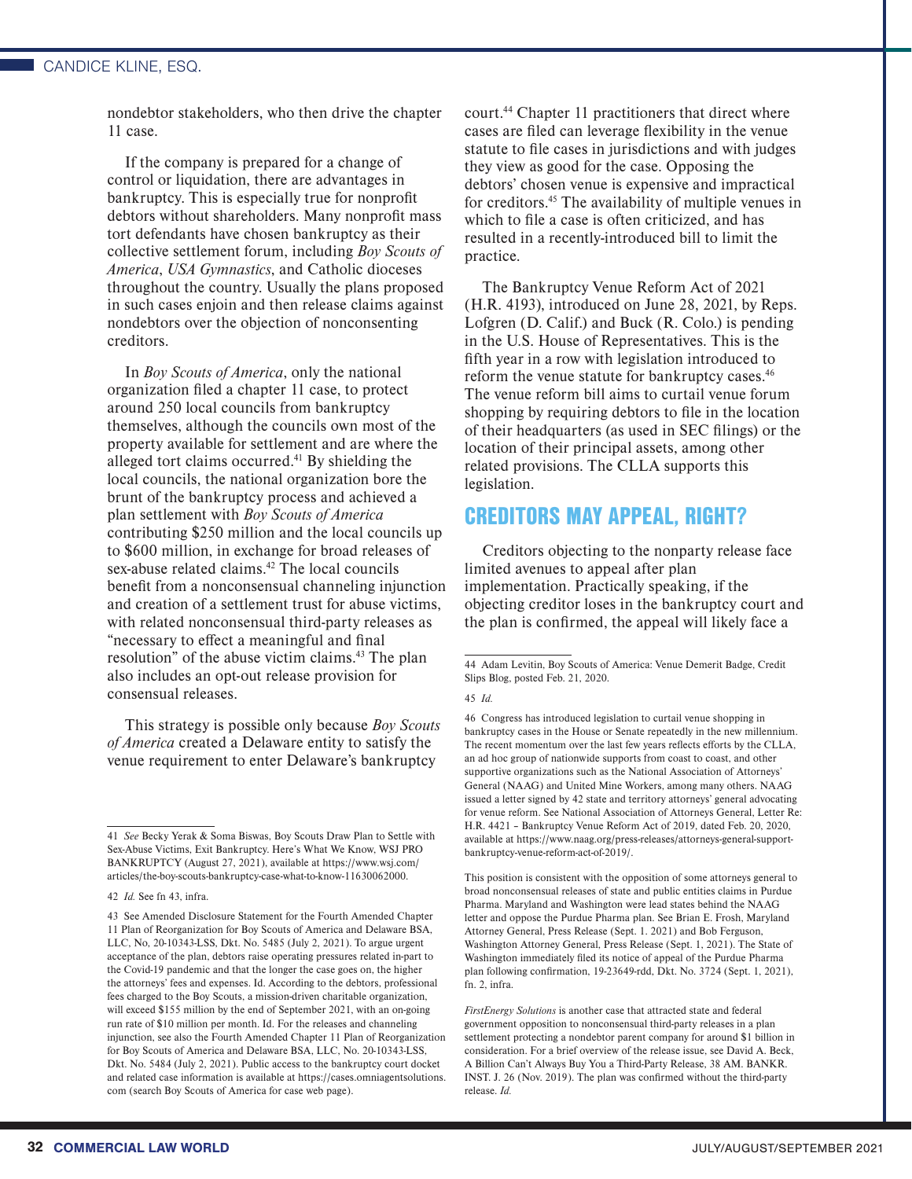nondebtor stakeholders, who then drive the chapter 11 case.

If the company is prepared for a change of control or liquidation, there are advantages in bankruptcy. This is especially true for nonprofit debtors without shareholders. Many nonprofit mass tort defendants have chosen bankruptcy as their collective settlement forum, including *Boy Scouts of America*, *USA Gymnastics*, and Catholic dioceses throughout the country. Usually the plans proposed in such cases enjoin and then release claims against nondebtors over the objection of nonconsenting creditors.

In *Boy Scouts of America*, only the national organization filed a chapter 11 case, to protect around 250 local councils from bankruptcy themselves, although the councils own most of the property available for settlement and are where the alleged tort claims occurred.[41] By shielding the local councils, the national organization bore the brunt of the bankruptcy process and achieved a plan settlement with *Boy Scouts of America* contributing $250 million and the local councils up to $600 million, in exchange for broad releases of sex-abuse related claims.[42] The local councils benefit from a nonconsensual channeling injunction and creation of a settlement trust for abuse victims, with related nonconsensual third-party releases as "necessary to effect a meaningful and final resolution" of the abuse victim claims.[43] The plan also includes an opt-out release provision for consensual releases.

This strategy is possible only because *Boy Scouts of America* created a Delaware entity to satisfy the venue requirement to enter Delaware's bankruptcy court.[44] Chapter 11 practitioners that direct where cases are filed can leverage flexibility in the venue statute to file cases in jurisdictions and with judges they view as good for the case. Opposing the debtors' chosen venue is expensive and impractical for creditors.[45] The availability of multiple venues in which to file a case is often criticized, and has resulted in a recently-introduced bill to limit the practice.

The Bankruptcy Venue Reform Act of 2021 (H.R. 4193), introduced on June 28, 2021, by Reps. Lofgren (D. Calif.) and Buck (R. Colo.) is pending in the U.S. House of Representatives. This is the fifth year in a row with legislation introduced to reform the venue statute for bankruptcy cases.[46] The venue reform bill aims to curtail venue forum shopping by requiring debtors to file in the location of their headquarters (as used in SEC filings) or the location of their principal assets, among other related provisions. The CLLA supports this legislation.

## CREDITORS MAY APPEAL, RIGHT?

Creditors objecting to the nonparty release face limited avenues to appeal after plan implementation. Practically speaking, if the objecting creditor loses in the bankruptcy court and the plan is confirmed, the appeal will likely face a

---

41 *See* Becky Yerak & Soma Biswas, Boy Scouts Draw Plan to Settle with Sex-Abuse Victims, Exit Bankruptcy. Here's What We Know, WSJ PRO BANKRUPTCY (August 27, 2021), available at https://www.wsj.com/articles/the-boy-scouts-bankruptcy-case-what-to-know-11630062000.

42 *Id.* See fn 43, infra.

43 See Amended Disclosure Statement for the Fourth Amended Chapter 11 Plan of Reorganization for Boy Scouts of America and Delaware BSA, LLC, No, 20-10343-LSS, Dkt. No. 5485 (July 2, 2021). To argue urgent acceptance of the plan, debtors raise operating pressures related in-part to the Covid-19 pandemic and that the longer the case goes on, the higher the attorneys' fees and expenses. Id. According to the debtors, professional fees charged to the Boy Scouts, a mission-driven charitable organization, will exceed $155 million by the end of September 2021, with an on-going run rate of $10 million per month. Id. For the releases and channeling injunction, see also the Fourth Amended Chapter 11 Plan of Reorganization for Boy Scouts of America and Delaware BSA, LLC, No. 20-10343-LSS, Dkt. No. 5484 (July 2, 2021). Public access to the bankruptcy court docket and related case information is available at https://cases.omniagentsolutions.com (search Boy Scouts of America for case web page).

44 Adam Levitin, Boy Scouts of America: Venue Demerit Badge, Credit Slips Blog, posted Feb. 21, 2020.

45 *Id.*

46 Congress has introduced legislation to curtail venue shopping in bankruptcy cases in the House or Senate repeatedly in the new millennium. The recent momentum over the last few years reflects efforts by the CLLA, an ad hoc group of nationwide supports from coast to coast, and other supportive organizations such as the National Association of Attorneys' General (NAAG) and United Mine Workers, among many others. NAAG issued a letter signed by 42 state and territory attorneys' general advocating for venue reform. See National Association of Attorneys General, Letter Re: H.R. 4421 – Bankruptcy Venue Reform Act of 2019, dated Feb. 20, 2020, available at https://www.naag.org/press-releases/attorneys-general-support-bankruptcy-venue-reform-act-of-2019/.

This position is consistent with the opposition of some attorneys general to broad nonconsensual releases of state and public entities claims in Purdue Pharma. Maryland and Washington were lead states behind the NAAG letter and oppose the Purdue Pharma plan. See Brian E. Frosh, Maryland Attorney General, Press Release (Sept. 1. 2021) and Bob Ferguson, Washington Attorney General, Press Release (Sept. 1, 2021). The State of Washington immediately filed its notice of appeal of the Purdue Pharma plan following confirmation, 19-23649-rdd, Dkt. No. 3724 (Sept. 1, 2021), fn. 2, infra.

*FirstEnergy Solutions* is another case that attracted state and federal government opposition to nonconsensual third-party releases in a plan settlement protecting a nondebtor parent company for around $1 billion in consideration. For a brief overview of the release issue, see David A. Beck, A Billion Can't Always Buy You a Third-Party Release, 38 AM. BANKR. INST. J. 26 (Nov. 2019). The plan was confirmed without the third-party release. *Id.*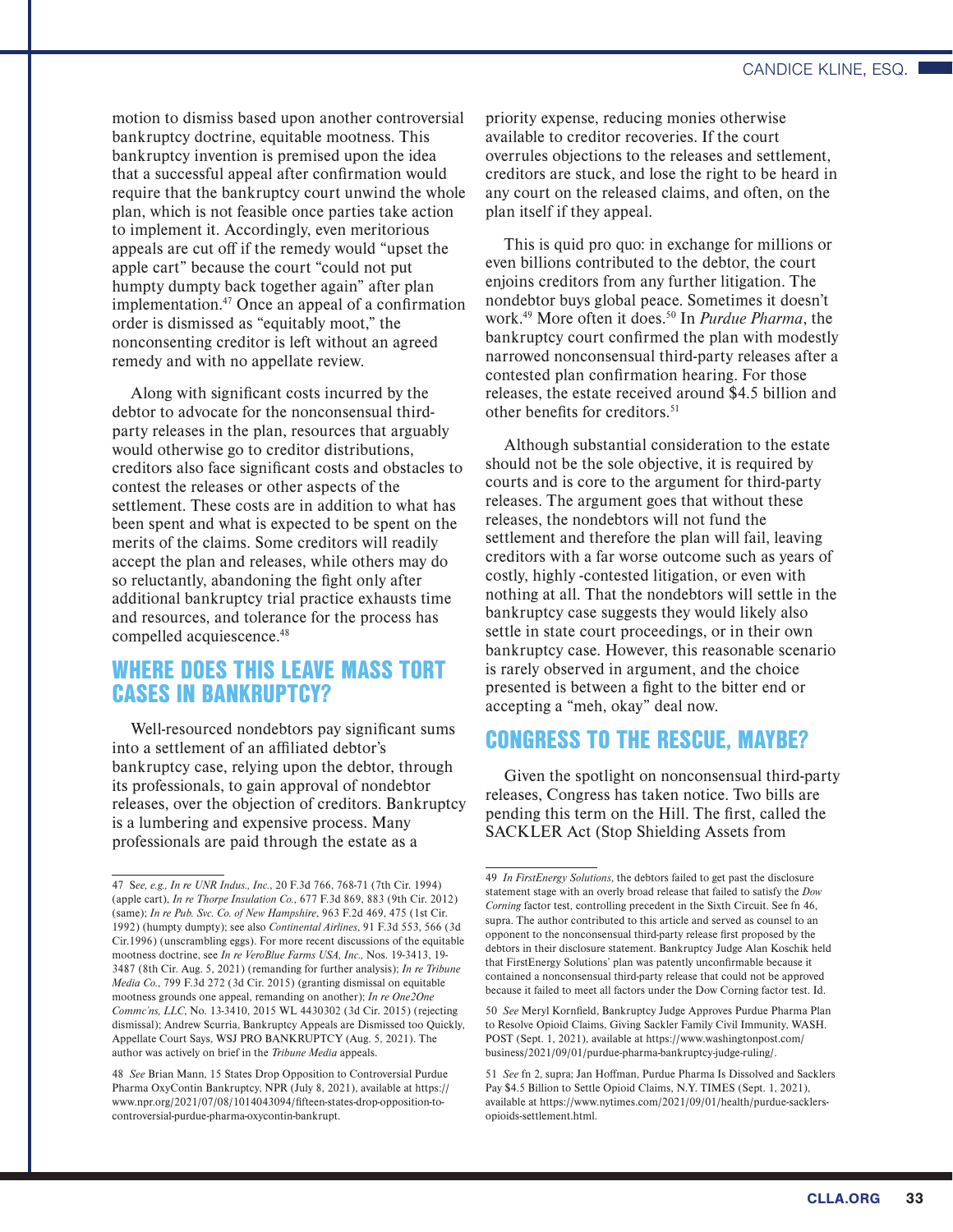motion to dismiss based upon another controversial bankruptcy doctrine, equitable mootness. This bankruptcy invention is premised upon the idea that a successful appeal after confirmation would require that the bankruptcy court unwind the whole plan, which is not feasible once parties take action to implement it. Accordingly, even meritorious appeals are cut off if the remedy would "upset the apple cart" because the court "could not put humpty dumpty back together again" after plan implementation.[47] Once an appeal of a confirmation order is dismissed as "equitably moot," the nonconsenting creditor is left without an agreed remedy and with no appellate review.

Along with significant costs incurred by the debtor to advocate for the nonconsensual third-party releases in the plan, resources that arguably would otherwise go to creditor distributions, creditors also face significant costs and obstacles to contest the releases or other aspects of the settlement. These costs are in addition to what has been spent and what is expected to be spent on the merits of the claims. Some creditors will readily accept the plan and releases, while others may do so reluctantly, abandoning the fight only after additional bankruptcy trial practice exhausts time and resources, and tolerance for the process has compelled acquiescence.[48]

## WHERE DOES THIS LEAVE MASS TORT CASES IN BANKRUPTCY?

Well-resourced nondebtors pay significant sums into a settlement of an affiliated debtor's bankruptcy case, relying upon the debtor, through its professionals, to gain approval of nondebtor releases, over the objection of creditors. Bankruptcy is a lumbering and expensive process. Many professionals are paid through the estate as a priority expense, reducing monies otherwise available to creditor recoveries. If the court overrules objections to the releases and settlement, creditors are stuck, and lose the right to be heard in any court on the released claims, and often, on the plan itself if they appeal.

This is quid pro quo: in exchange for millions or even billions contributed to the debtor, the court enjoins creditors from any further litigation. The nondebtor buys global peace. Sometimes it doesn't work.[49] More often it does.[50] In *Purdue Pharma*, the bankruptcy court confirmed the plan with modestly narrowed nonconsensual third-party releases after a contested plan confirmation hearing. For those releases, the estate received around $4.5 billion and other benefits for creditors.[51]

Although substantial consideration to the estate should not be the sole objective, it is required by courts and is core to the argument for third-party releases. The argument goes that without these releases, the nondebtors will not fund the settlement and therefore the plan will fail, leaving creditors with a far worse outcome such as years of costly, highly -contested litigation, or even with nothing at all. That the nondebtors will settle in the bankruptcy case suggests they would likely also settle in state court proceedings, or in their own bankruptcy case. However, this reasonable scenario is rarely observed in argument, and the choice presented is between a fight to the bitter end or accepting a "meh, okay" deal now.

## CONGRESS TO THE RESCUE, MAYBE?

Given the spotlight on nonconsensual third-party releases, Congress has taken notice. Two bills are pending this term on the Hill. The first, called the SACKLER Act (Stop Shielding Assets from

---

47 *See, e.g., In re UNR Indus., Inc.*, 20 F.3d 766, 768-71 (7th Cir. 1994) (apple cart), *In re Thorpe Insulation Co.*, 677 F.3d 869, 883 (9th Cir. 2012) (same); *In re Pub. Svc. Co. of New Hampshire*, 963 F.2d 469, 475 (1st Cir. 1992) (humpty dumpty); *see also Continental Airlines*, 91 F.3d 553, 566 (3d Cir.1996) (unscrambling eggs). For more recent discussions of the equitable mootness doctrine, see *In re VeroBlue Farms USA, Inc.,* Nos. 19-3413, 19-3487 (8th Cir. Aug. 5, 2021) (remanding for further analysis); *In re Tribune Media Co.*, 799 F.3d 272 (3d Cir. 2015) (granting dismissal on equitable mootness grounds one appeal, remanding on another); *In re One2One Commc'ns, LLC*, No. 13-3410, 2015 WL 4430302 (3d Cir. 2015) (rejecting dismissal); Andrew Scurria, Bankruptcy Appeals are Dismissed too Quickly, Appellate Court Says, WSJ PRO BANKRUPTCY (Aug. 5, 2021). The author was actively on brief in the *Tribune Media* appeals.

48 *See* Brian Mann, 15 States Drop Opposition to Controversial Purdue Pharma OxyContin Bankruptcy, NPR (July 8, 2021), available at https://www.npr.org/2021/07/08/1014043094/fifteen-states-drop-opposition-to-controversial-purdue-pharma-oxycontin-bankrupt.

49 *In FirstEnergy Solutions*, the debtors failed to get past the disclosure statement stage with an overly broad release that failed to satisfy the *Dow Corning* factor test, controlling precedent in the Sixth Circuit. See fn 46, supra. The author contributed to this article and served as counsel to an opponent to the nonconsensual third-party release first proposed by the debtors in their disclosure statement. Bankruptcy Judge Alan Koschik held that FirstEnergy Solutions' plan was patently unconfirmable because it contained a nonconsensual third-party release that could not be approved because it failed to meet all factors under the Dow Corning factor test. Id.

50 *See* Meryl Kornfield, Bankruptcy Judge Approves Purdue Pharma Plan to Resolve Opioid Claims, Giving Sackler Family Civil Immunity, WASH. POST (Sept. 1, 2021), available at https://www.washingtonpost.com/business/2021/09/01/purdue-pharma-bankruptcy-judge-ruling/.

51 *See* fn 2, supra; Jan Hoffman, Purdue Pharma Is Dissolved and Sacklers Pay $4.5 Billion to Settle Opioid Claims, N.Y. TIMES (Sept. 1, 2021), available at https://www.nytimes.com/2021/09/01/health/purdue-sacklers-opioids-settlement.html.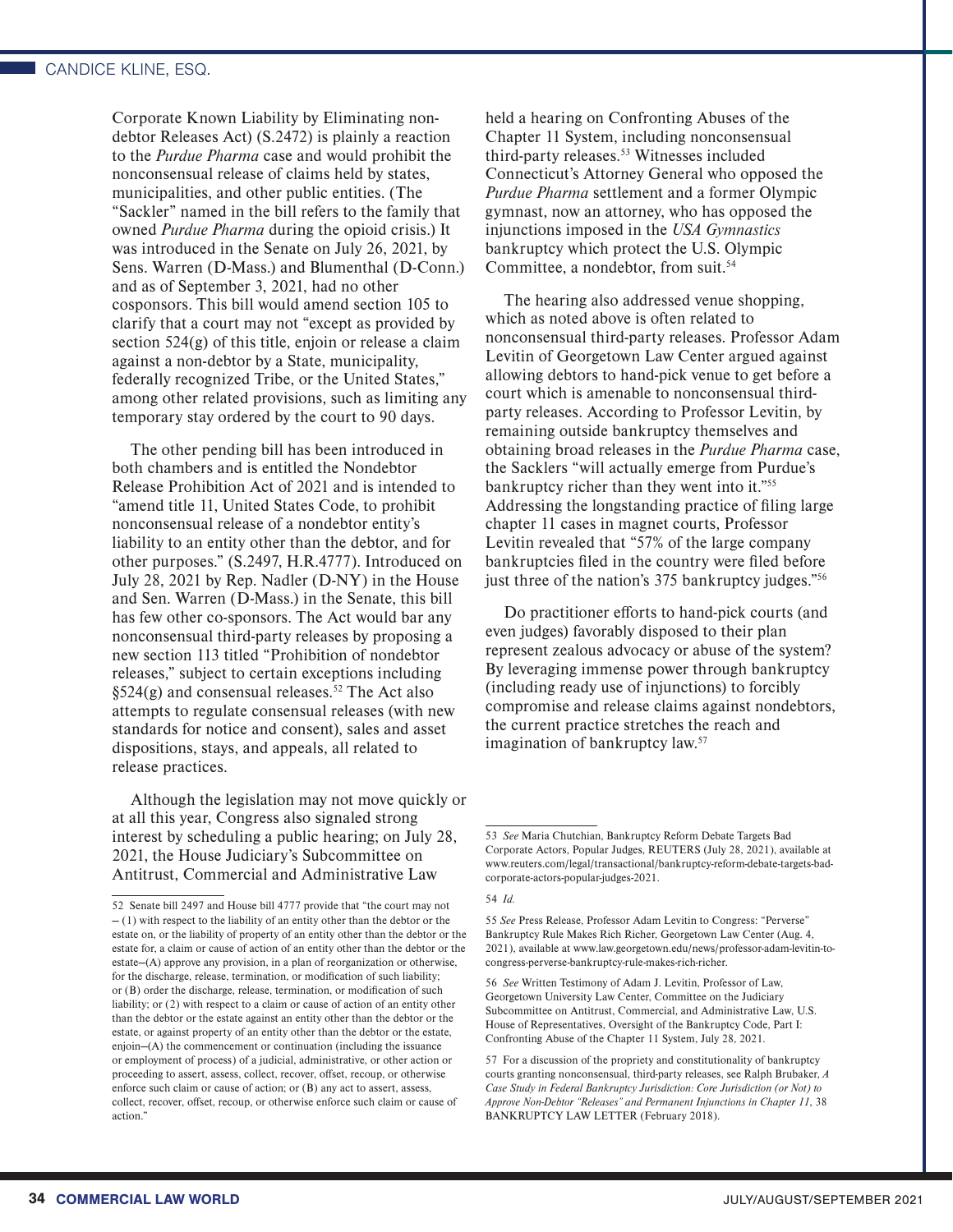Corporate Known Liability by Eliminating non-debtor Releases Act) (S.2472) is plainly a reaction to the *Purdue Pharma* case and would prohibit the nonconsensual release of claims held by states, municipalities, and other public entities. (The "Sackler" named in the bill refers to the family that owned *Purdue Pharma* during the opioid crisis.) It was introduced in the Senate on July 26, 2021, by Sens. Warren (D-Mass.) and Blumenthal (D-Conn.) and as of September 3, 2021, had no other cosponsors. This bill would amend section 105 to clarify that a court may not "except as provided by section 524(g) of this title, enjoin or release a claim against a non-debtor by a State, municipality, federally recognized Tribe, or the United States," among other related provisions, such as limiting any temporary stay ordered by the court to 90 days.

The other pending bill has been introduced in both chambers and is entitled the Nondebtor Release Prohibition Act of 2021 and is intended to "amend title 11, United States Code, to prohibit nonconsensual release of a nondebtor entity's liability to an entity other than the debtor, and for other purposes." (S.2497, H.R.4777). Introduced on July 28, 2021 by Rep. Nadler (D-NY) in the House and Sen. Warren (D-Mass.) in the Senate, this bill has few other co-sponsors. The Act would bar any nonconsensual third-party releases by proposing a new section 113 titled "Prohibition of nondebtor releases," subject to certain exceptions including §524(g) and consensual releases.[52] The Act also attempts to regulate consensual releases (with new standards for notice and consent), sales and asset dispositions, stays, and appeals, all related to release practices.

Although the legislation may not move quickly or at all this year, Congress also signaled strong interest by scheduling a public hearing; on July 28, 2021, the House Judiciary's Subcommittee on Antitrust, Commercial and Administrative Law held a hearing on Confronting Abuses of the Chapter 11 System, including nonconsensual third-party releases.[53] Witnesses included Connecticut's Attorney General who opposed the *Purdue Pharma* settlement and a former Olympic gymnast, now an attorney, who has opposed the injunctions imposed in the *USA Gymnastics* bankruptcy which protect the U.S. Olympic Committee, a nondebtor, from suit.[54]

The hearing also addressed venue shopping, which as noted above is often related to nonconsensual third-party releases. Professor Adam Levitin of Georgetown Law Center argued against allowing debtors to hand-pick venue to get before a court which is amenable to nonconsensual third-party releases. According to Professor Levitin, by remaining outside bankruptcy themselves and obtaining broad releases in the *Purdue Pharma* case, the Sacklers "will actually emerge from Purdue's bankruptcy richer than they went into it."[55] Addressing the longstanding practice of filing large chapter 11 cases in magnet courts, Professor Levitin revealed that "57% of the large company bankruptcies filed in the country were filed before just three of the nation's 375 bankruptcy judges."[56]

Do practitioner efforts to hand-pick courts (and even judges) favorably disposed to their plan represent zealous advocacy or abuse of the system? By leveraging immense power through bankruptcy (including ready use of injunctions) to forcibly compromise and release claims against nondebtors, the current practice stretches the reach and imagination of bankruptcy law.[57]

---

52 Senate bill 2497 and House bill 4777 provide that "the court may not – (1) with respect to the liability of an entity other than the debtor or the estate on, or the liability of property of an entity other than the debtor or the estate for, a claim or cause of action of an entity other than the debtor or the estate–(A) approve any provision, in a plan of reorganization or otherwise, for the discharge, release, termination, or modification of such liability; or (B) order the discharge, release, termination, or modification of such liability; or (2) with respect to a claim or cause of action of an entity other than the debtor or the estate against an entity other than the debtor or the estate, or against property of an entity other than the debtor or the estate, enjoin–(A) the commencement or continuation (including the issuance or employment of process) of a judicial, administrative, or other action or proceeding to assert, assess, collect, recover, offset, recoup, or otherwise enforce such claim or cause of action; or (B) any act to assert, assess, collect, recover, offset, recoup, or otherwise enforce such claim or cause of action."

53 *See* Maria Chutchian, Bankruptcy Reform Debate Targets Bad Corporate Actors, Popular Judges, REUTERS (July 28, 2021), available at www.reuters.com/legal/transactional/bankruptcy-reform-debate-targets-bad-corporate-actors-popular-judges-2021.

54 *Id.*

55 *See* Press Release, Professor Adam Levitin to Congress: "Perverse" Bankruptcy Rule Makes Rich Richer, Georgetown Law Center (Aug. 4, 2021), available at www.law.georgetown.edu/news/professor-adam-levitin-to-congress-perverse-bankruptcy-rule-makes-rich-richer.

56 *See* Written Testimony of Adam J. Levitin, Professor of Law, Georgetown University Law Center, Committee on the Judiciary Subcommittee on Antitrust, Commercial, and Administrative Law, U.S. House of Representatives, Oversight of the Bankruptcy Code, Part I: Confronting Abuse of the Chapter 11 System, July 28, 2021.

57 For a discussion of the propriety and constitutionality of bankruptcy courts granting nonconsensual, third-party releases, see Ralph Brubaker, *A Case Study in Federal Bankruptcy Jurisdiction: Core Jurisdiction (or Not) to Approve Non-Debtor "Releases" and Permanent Injunctions in Chapter 11*, 38 BANKRUPTCY LAW LETTER (February 2018).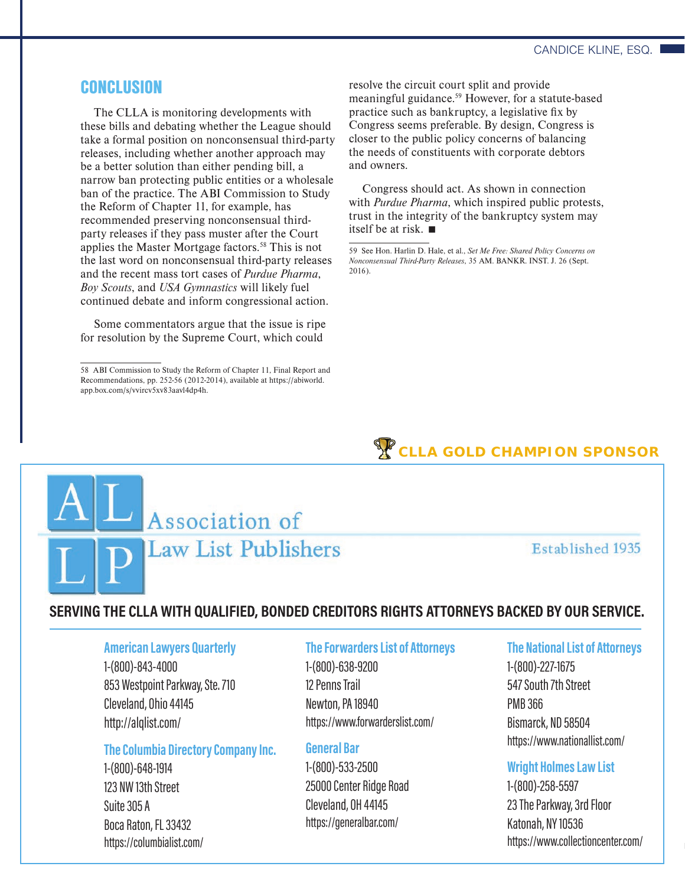## CONCLUSION

The CLLA is monitoring developments with these bills and debating whether the League should take a formal position on nonconsensual third-party releases, including whether another approach may be a better solution than either pending bill, a narrow ban protecting public entities or a wholesale ban of the practice. The ABI Commission to Study the Reform of Chapter 11, for example, has recommended preserving nonconsensual third-party releases if they pass muster after the Court applies the Master Mortgage factors.[58] This is not the last word on nonconsensual third-party releases and the recent mass tort cases of *Purdue Pharma*, *Boy Scouts*, and *USA Gymnastics* will likely fuel continued debate and inform congressional action.

Some commentators argue that the issue is ripe for resolution by the Supreme Court, which could resolve the circuit court split and provide meaningful guidance.[59] However, for a statute-based practice such as bankruptcy, a legislative fix by Congress seems preferable. By design, Congress is closer to the public policy concerns of balancing the needs of constituents with corporate debtors and owners.

Congress should act. As shown in connection with *Purdue Pharma*, which inspired public protests, trust in the integrity of the bankruptcy system may itself be at risk. ■

58 ABI Commission to Study the Reform of Chapter 11, Final Report and Recommendations, pp. 252-56 (2012-2014), available at https://abiworld.app.box.com/s/vvircv5xv83aavl4dp4h.

59 See Hon. Harlin D. Hale, et al., *Set Me Free: Shared Policy Concerns on Nonconsensual Third-Party Releases*, 35 AM. BANKR. INST. J. 26 (Sept. 2016).

---

**CLLA GOLD CHAMPION SPONSOR**

# Association of Law List Publishers

Established 1935

**SERVING THE CLLA WITH QUALIFIED, BONDED CREDITORS RIGHTS ATTORNEYS BACKED BY OUR SERVICE.**

**American Lawyers Quarterly**
1-(800)-843-4000
853 Westpoint Parkway, Ste. 710
Cleveland, Ohio 44145
http://alqlist.com/

**The Columbia Directory Company Inc.**
1-(800)-648-1914
123 NW 13th Street
Suite 305 A
Boca Raton, FL 33432
https://columbialist.com/

**The Forwarders List of Attorneys**
1-(800)-638-9200
12 Penns Trail
Newton, PA 18940
https://www.forwarderslist.com/

**General Bar**
1-(800)-533-2500
25000 Center Ridge Road
Cleveland, OH 44145
https://generalbar.com/

**The National List of Attorneys**
1-(800)-227-1675
547 South 7th Street
PMB 366
Bismarck, ND 58504
https://www.nationallist.com/

**Wright Holmes Law List**
1-(800)-258-5597
23 The Parkway, 3rd Floor
Katonah, NY 10536
https://www.collectioncenter.com/